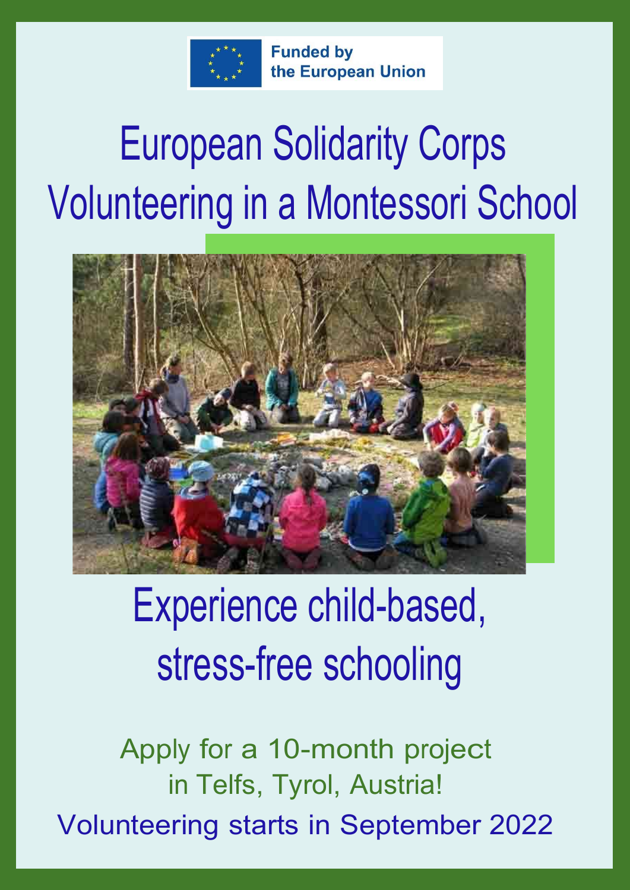Funded by the European Union

# European Solidarity Corps Volunteering in a Montessori School

## Experience child-based, stress-free schooling

Apply for a 10-month project in Telfs, Tyrol, Austria!

Volunteering starts in September 2022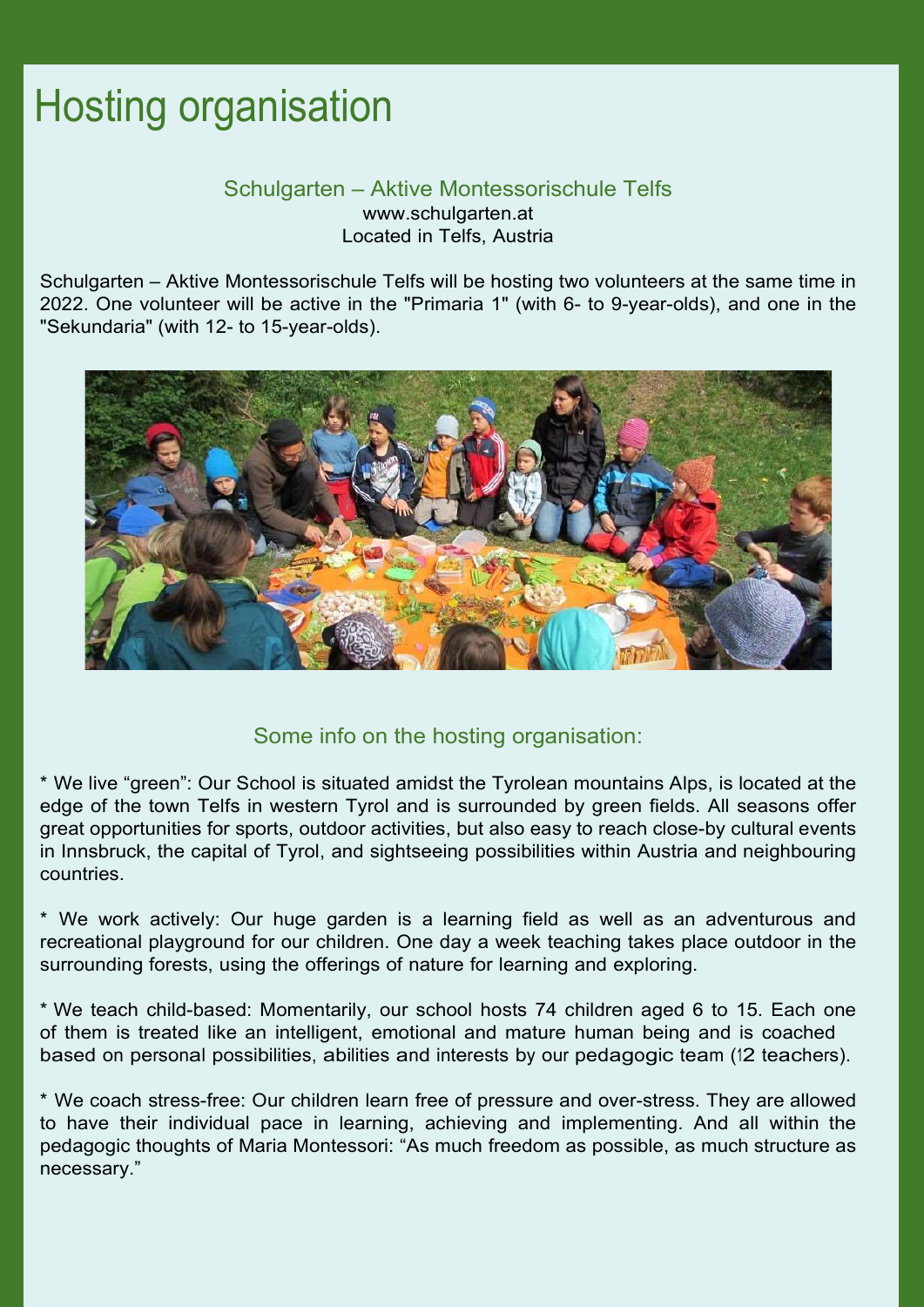# Hosting organisation

## Schulgarten – Aktive Montessorischule Telfs

www.schulgarten.at
Located in Telfs, Austria

Schulgarten – Aktive Montessorischule Telfs will be hosting two volunteers at the same time in 2022. One volunteer will be active in the "Primaria 1" (with 6- to 9-year-olds), and one in the "Sekundaria" (with 12- to 15-year-olds).

## Some info on the hosting organisation:

* We live “green”: Our School is situated amidst the Tyrolean mountains Alps, is located at the edge of the town Telfs in western Tyrol and is surrounded by green fields. All seasons offer great opportunities for sports, outdoor activities, but also easy to reach close-by cultural events in Innsbruck, the capital of Tyrol, and sightseeing possibilities within Austria and neighbouring countries.

* We work actively: Our huge garden is a learning field as well as an adventurous and recreational playground for our children. One day a week teaching takes place outdoor in the surrounding forests, using the offerings of nature for learning and exploring.

* We teach child-based: Momentarily, our school hosts 74 children aged 6 to 15. Each one of them is treated like an intelligent, emotional and mature human being and is coached based on personal possibilities, abilities and interests by our pedagogic team (12 teachers).

* We coach stress-free: Our children learn free of pressure and over-stress. They are allowed to have their individual pace in learning, achieving and implementing. And all within the pedagogic thoughts of Maria Montessori: “As much freedom as possible, as much structure as necessary.”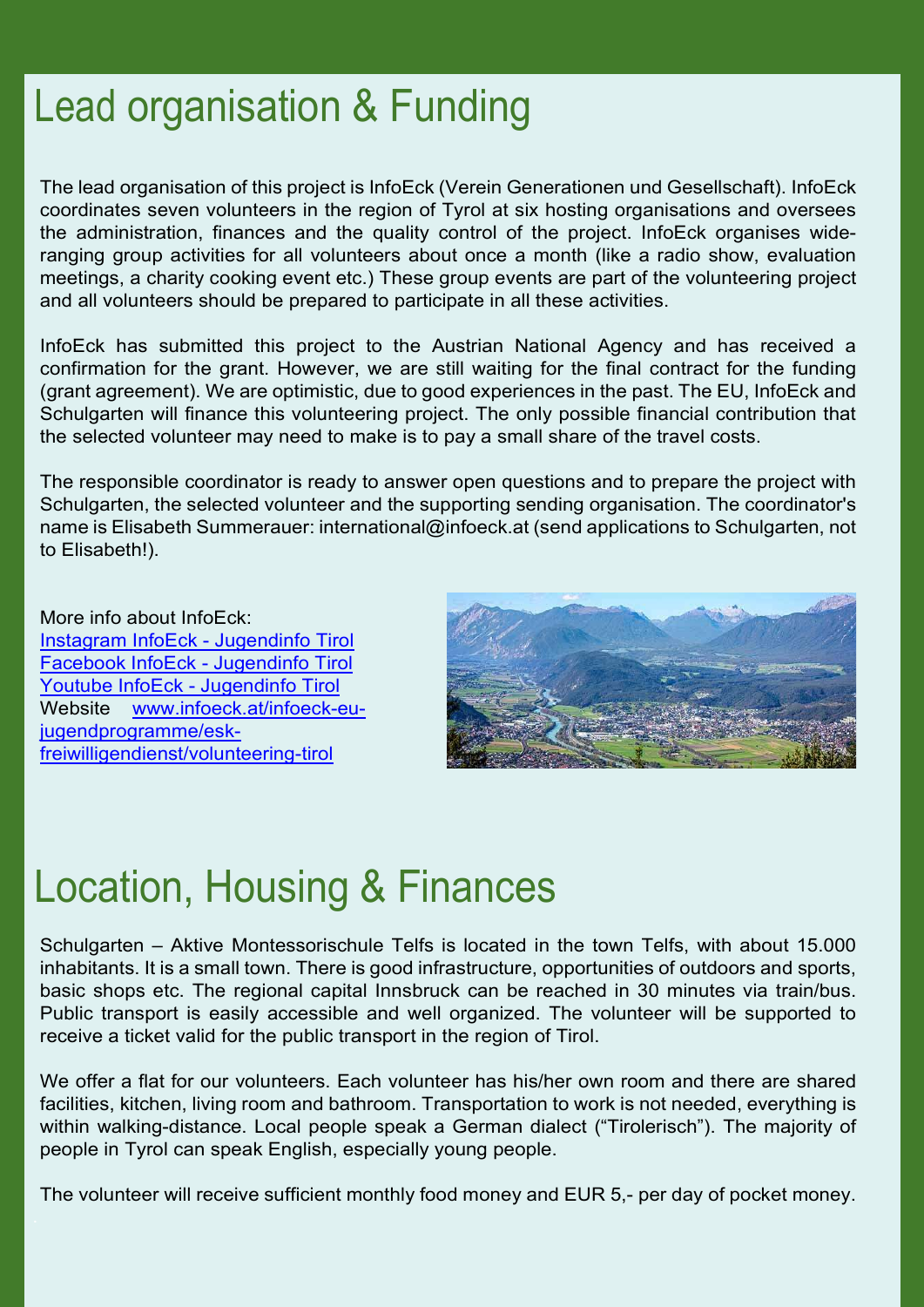# Lead organisation & Funding

The lead organisation of this project is InfoEck (Verein Generationen und Gesellschaft). InfoEck coordinates seven volunteers in the region of Tyrol at six hosting organisations and oversees the administration, finances and the quality control of the project. InfoEck organises wide-ranging group activities for all volunteers about once a month (like a radio show, evaluation meetings, a charity cooking event etc.) These group events are part of the volunteering project and all volunteers should be prepared to participate in all these activities.

InfoEck has submitted this project to the Austrian National Agency and has received a confirmation for the grant. However, we are still waiting for the final contract for the funding (grant agreement). We are optimistic, due to good experiences in the past. The EU, InfoEck and Schulgarten will finance this volunteering project. The only possible financial contribution that the selected volunteer may need to make is to pay a small share of the travel costs.

The responsible coordinator is ready to answer open questions and to prepare the project with Schulgarten, the selected volunteer and the supporting sending organisation. The coordinator's name is Elisabeth Summerauer: international@infoeck.at (send applications to Schulgarten, not to Elisabeth!).

More info about InfoEck:
Instagram InfoEck - Jugendinfo Tirol
Facebook InfoEck - Jugendinfo Tirol
Youtube InfoEck - Jugendinfo Tirol
Website www.infoeck.at/infoeck-eu-jugendprogramme/esk-freiwilligendienst/volunteering-tirol

# Location, Housing & Finances

Schulgarten – Aktive Montessorischule Telfs is located in the town Telfs, with about 15.000 inhabitants. It is a small town. There is good infrastructure, opportunities of outdoors and sports, basic shops etc. The regional capital Innsbruck can be reached in 30 minutes via train/bus. Public transport is easily accessible and well organized. The volunteer will be supported to receive a ticket valid for the public transport in the region of Tirol.

We offer a flat for our volunteers. Each volunteer has his/her own room and there are shared facilities, kitchen, living room and bathroom. Transportation to work is not needed, everything is within walking-distance. Local people speak a German dialect ("Tirolerisch"). The majority of people in Tyrol can speak English, especially young people.

The volunteer will receive sufficient monthly food money and EUR 5,- per day of pocket money.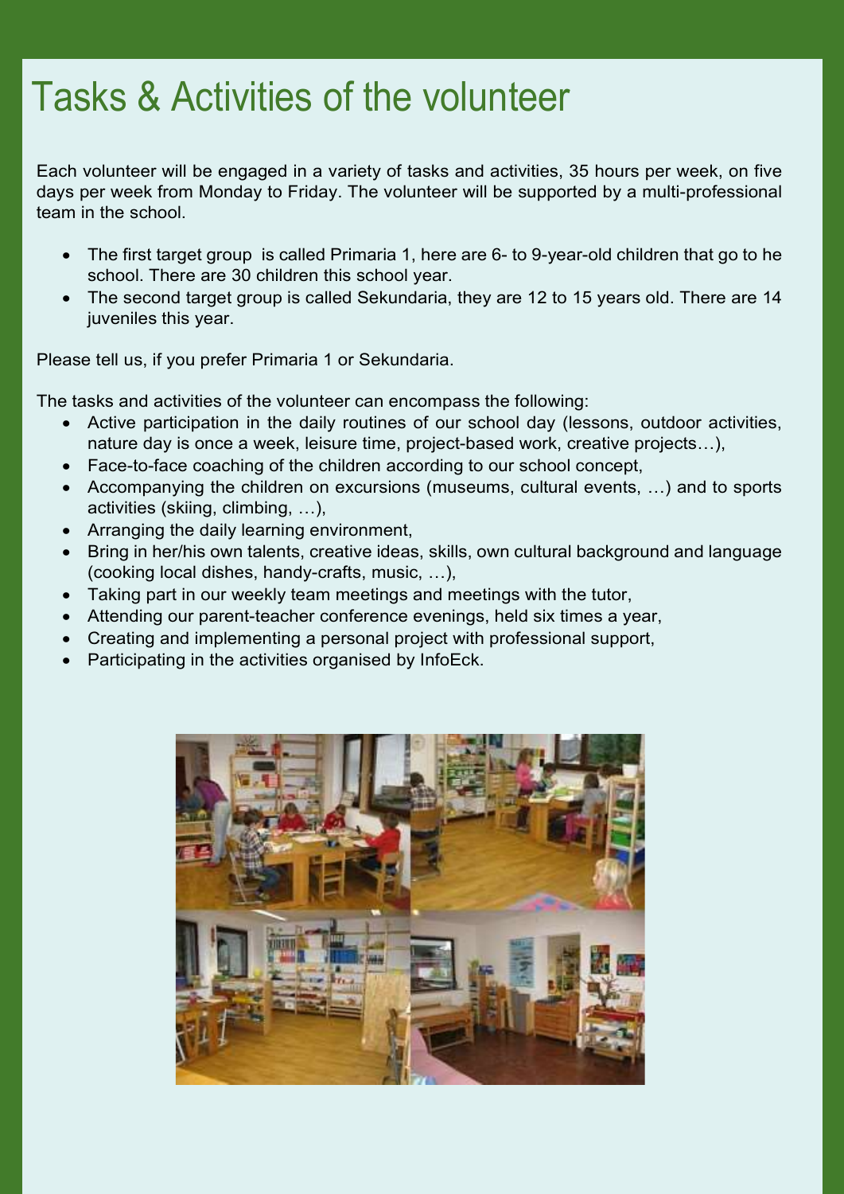# Tasks & Activities of the volunteer

Each volunteer will be engaged in a variety of tasks and activities, 35 hours per week, on five days per week from Monday to Friday. The volunteer will be supported by a multi-professional team in the school.

- The first target group is called Primaria 1, here are 6- to 9-year-old children that go to he school. There are 30 children this school year.
- The second target group is called Sekundaria, they are 12 to 15 years old. There are 14 juveniles this year.

Please tell us, if you prefer Primaria 1 or Sekundaria.

The tasks and activities of the volunteer can encompass the following:

- Active participation in the daily routines of our school day (lessons, outdoor activities, nature day is once a week, leisure time, project-based work, creative projects…),
- Face-to-face coaching of the children according to our school concept,
- Accompanying the children on excursions (museums, cultural events, …) and to sports activities (skiing, climbing, …),
- Arranging the daily learning environment,
- Bring in her/his own talents, creative ideas, skills, own cultural background and language (cooking local dishes, handy-crafts, music, …),
- Taking part in our weekly team meetings and meetings with the tutor,
- Attending our parent-teacher conference evenings, held six times a year,
- Creating and implementing a personal project with professional support,
- Participating in the activities organised by InfoEck.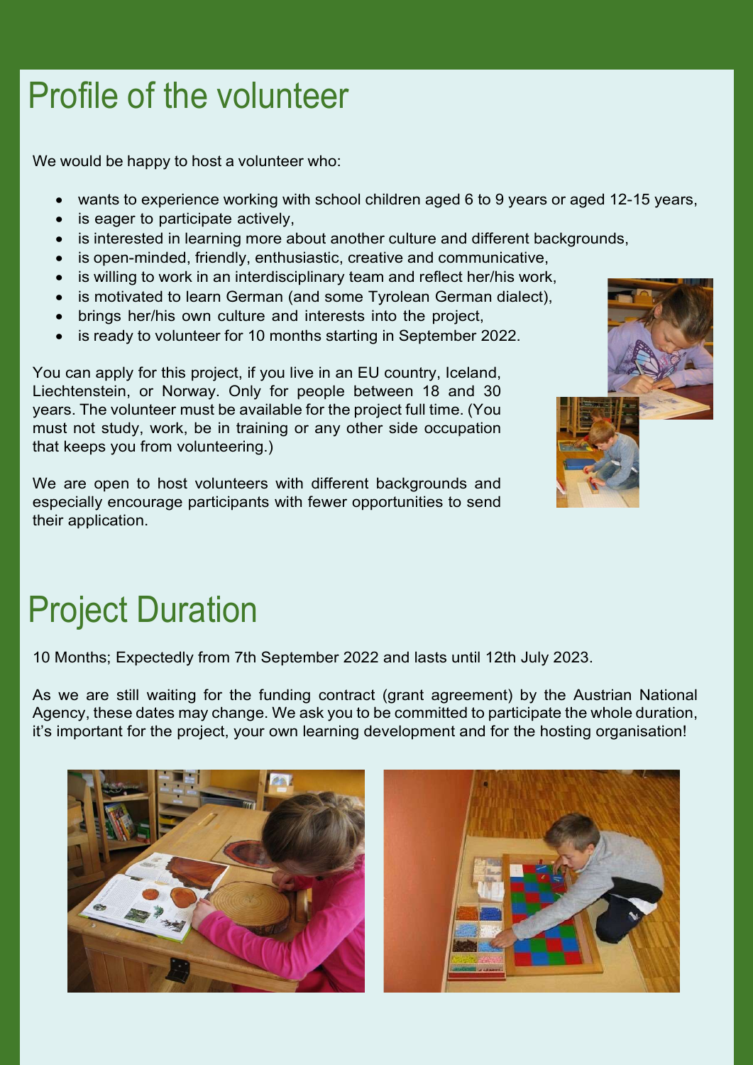# Profile of the volunteer

We would be happy to host a volunteer who:

- wants to experience working with school children aged 6 to 9 years or aged 12-15 years,
- is eager to participate actively,
- is interested in learning more about another culture and different backgrounds,
- is open-minded, friendly, enthusiastic, creative and communicative,
- is willing to work in an interdisciplinary team and reflect her/his work,
- is motivated to learn German (and some Tyrolean German dialect),
- brings her/his own culture and interests into the project,
- is ready to volunteer for 10 months starting in September 2022.

You can apply for this project, if you live in an EU country, Iceland, Liechtenstein, or Norway. Only for people between 18 and 30 years. The volunteer must be available for the project full time. (You must not study, work, be in training or any other side occupation that keeps you from volunteering.)

We are open to host volunteers with different backgrounds and especially encourage participants with fewer opportunities to send their application.

# Project Duration

10 Months; Expectedly from 7th September 2022 and lasts until 12th July 2023.

As we are still waiting for the funding contract (grant agreement) by the Austrian National Agency, these dates may change. We ask you to be committed to participate the whole duration, it's important for the project, your own learning development and for the hosting organisation!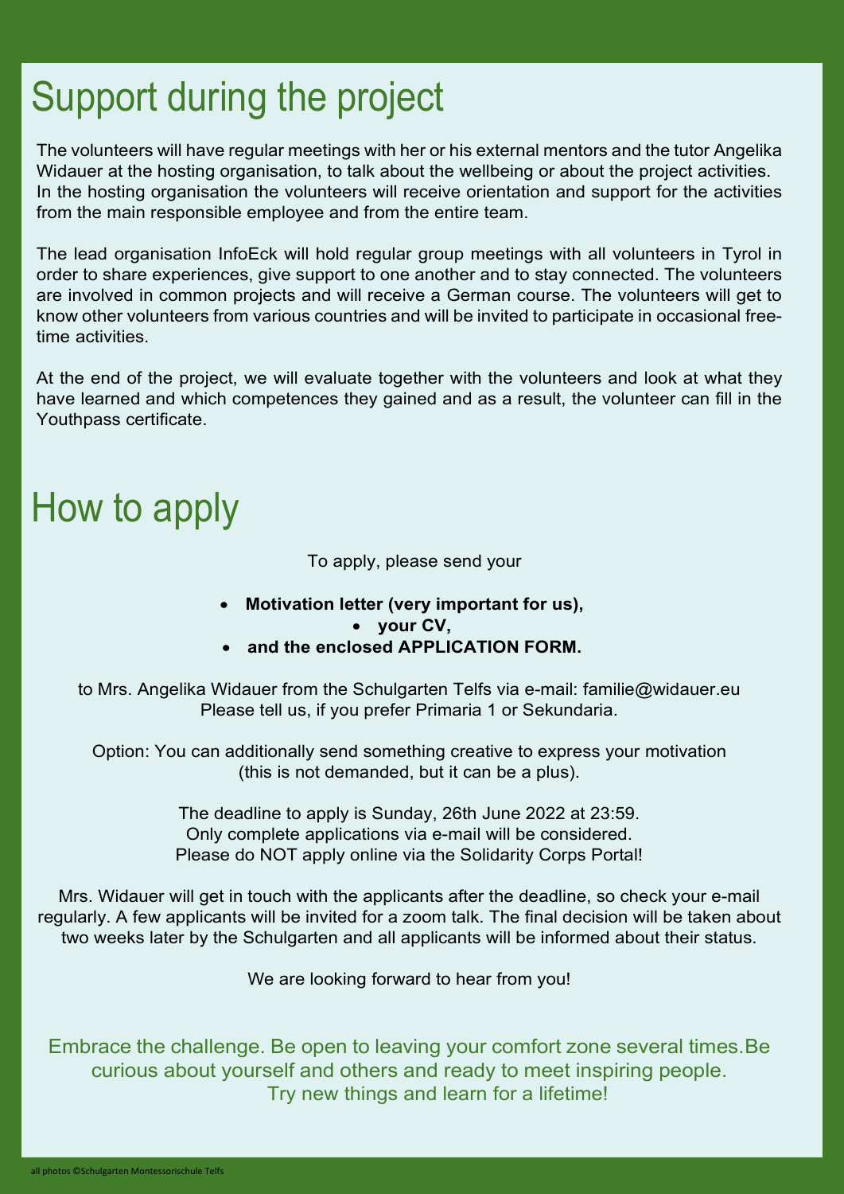# Support during the project

The volunteers will have regular meetings with her or his external mentors and the tutor Angelika Widauer at the hosting organisation, to talk about the wellbeing or about the project activities. In the hosting organisation the volunteers will receive orientation and support for the activities from the main responsible employee and from the entire team.

The lead organisation InfoEck will hold regular group meetings with all volunteers in Tyrol in order to share experiences, give support to one another and to stay connected. The volunteers are involved in common projects and will receive a German course. The volunteers will get to know other volunteers from various countries and will be invited to participate in occasional free-time activities.

At the end of the project, we will evaluate together with the volunteers and look at what they have learned and which competences they gained and as a result, the volunteer can fill in the Youthpass certificate.

# How to apply

To apply, please send your

- **Motivation letter (very important for us),**
- **your CV,**
- **and the enclosed APPLICATION FORM.**

to Mrs. Angelika Widauer from the Schulgarten Telfs via e-mail: familie@widauer.eu
Please tell us, if you prefer Primaria 1 or Sekundaria.

Option: You can additionally send something creative to express your motivation (this is not demanded, but it can be a plus).

The deadline to apply is Sunday, 26th June 2022 at 23:59.
Only complete applications via e-mail will be considered.
Please do NOT apply online via the Solidarity Corps Portal!

Mrs. Widauer will get in touch with the applicants after the deadline, so check your e-mail regularly. A few applicants will be invited for a zoom talk. The final decision will be taken about two weeks later by the Schulgarten and all applicants will be informed about their status.

We are looking forward to hear from you!

Embrace the challenge. Be open to leaving your comfort zone several times.Be curious about yourself and others and ready to meet inspiring people.
Try new things and learn for a lifetime!

all photos ©Schulgarten Montessorischule Telfs